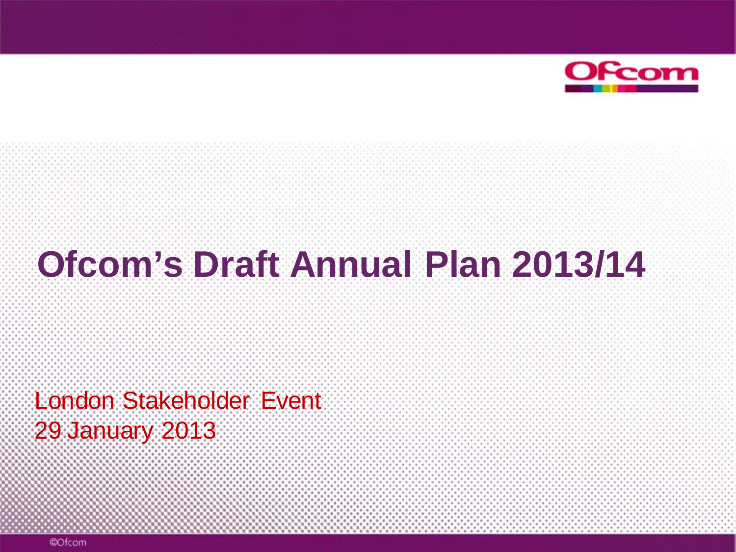# Ofcom's Draft Annual Plan 2013/14

London Stakeholder Event
29 January 2013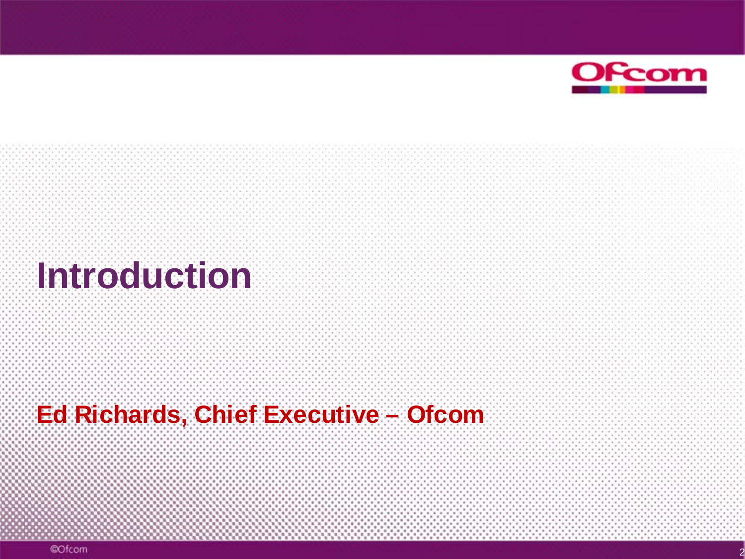# Introduction

**Ed Richards, Chief Executive – Ofcom**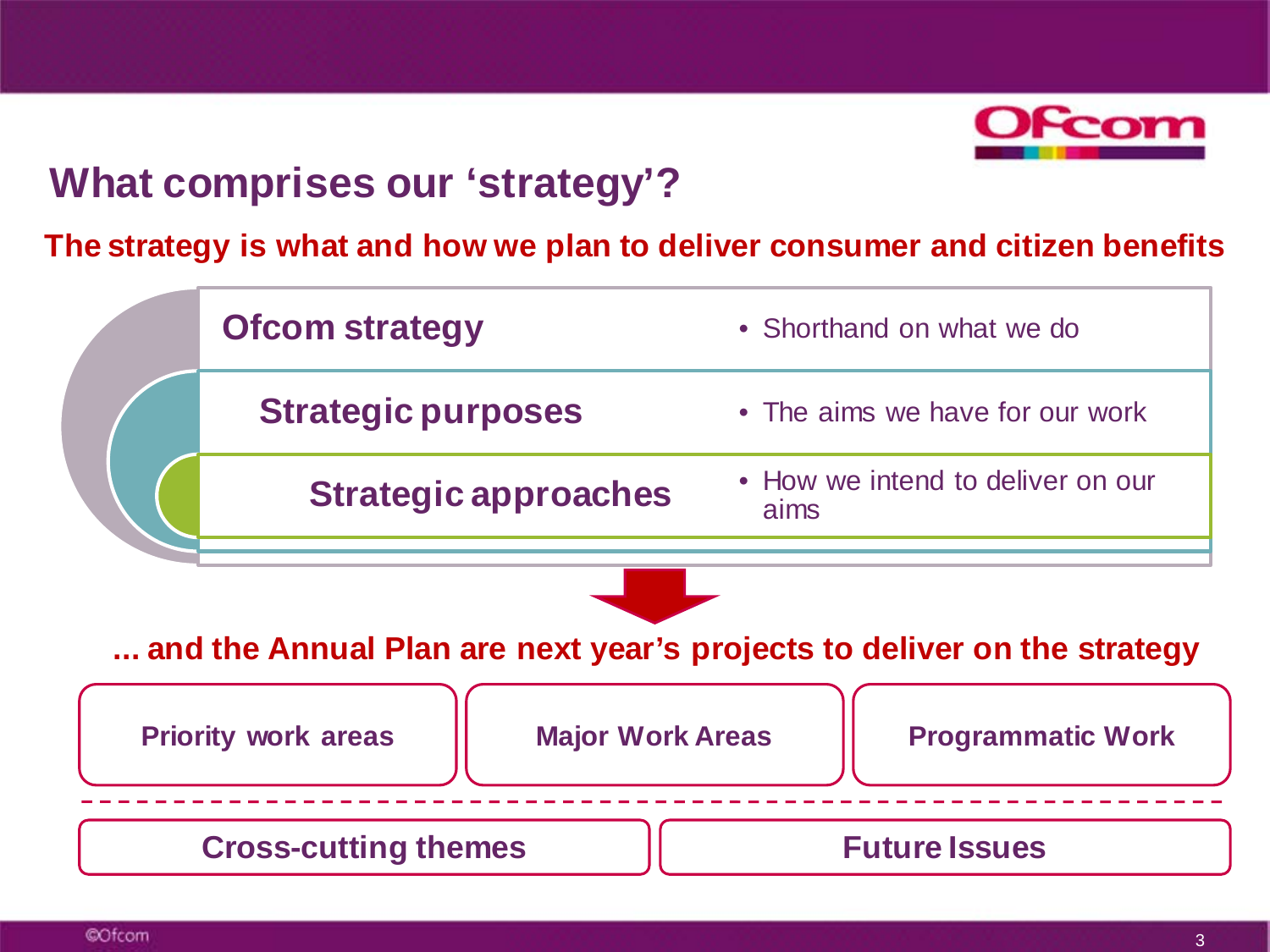# What comprises our 'strategy'?

**The strategy is what and how we plan to deliver consumer and citizen benefits**

| | |
|---|---|
| **Ofcom strategy** | • Shorthand on what we do |
| **Strategic purposes** | • The aims we have for our work |
| **Strategic approaches** | • How we intend to deliver on our aims |

**... and the Annual Plan are next year's projects to deliver on the strategy**

- **Priority work areas**
- **Major Work Areas**
- **Programmatic Work**

---

- **Cross-cutting themes**
- **Future Issues**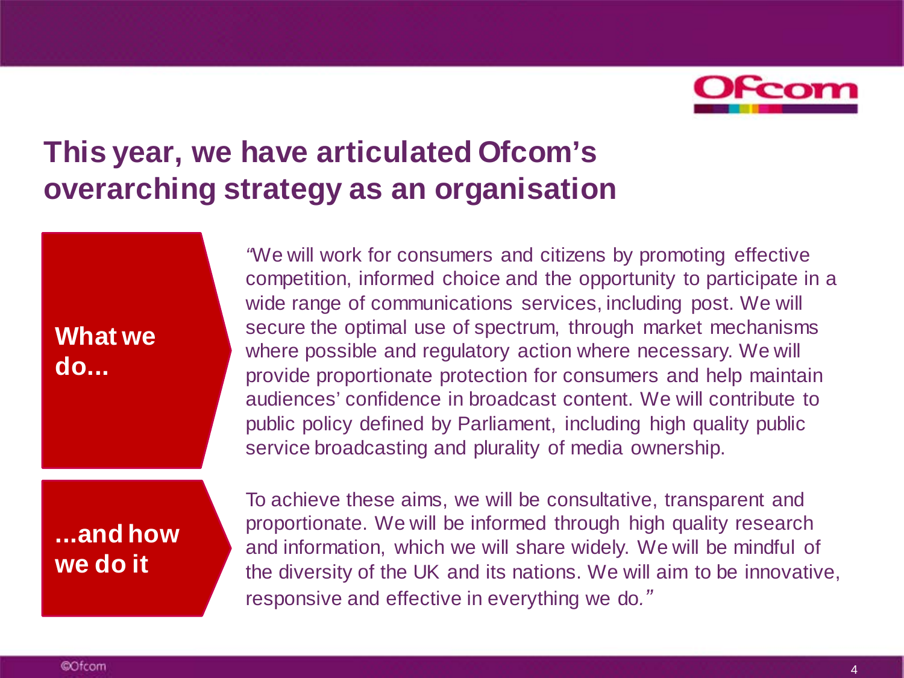# This year, we have articulated Ofcom's overarching strategy as an organisation

**What we do...**

"We will work for consumers and citizens by promoting effective competition, informed choice and the opportunity to participate in a wide range of communications services, including post. We will secure the optimal use of spectrum, through market mechanisms where possible and regulatory action where necessary. We will provide proportionate protection for consumers and help maintain audiences' confidence in broadcast content. We will contribute to public policy defined by Parliament, including high quality public service broadcasting and plurality of media ownership.

**...and how we do it**

To achieve these aims, we will be consultative, transparent and proportionate. We will be informed through high quality research and information, which we will share widely. We will be mindful of the diversity of the UK and its nations. We will aim to be innovative, responsive and effective in everything we do."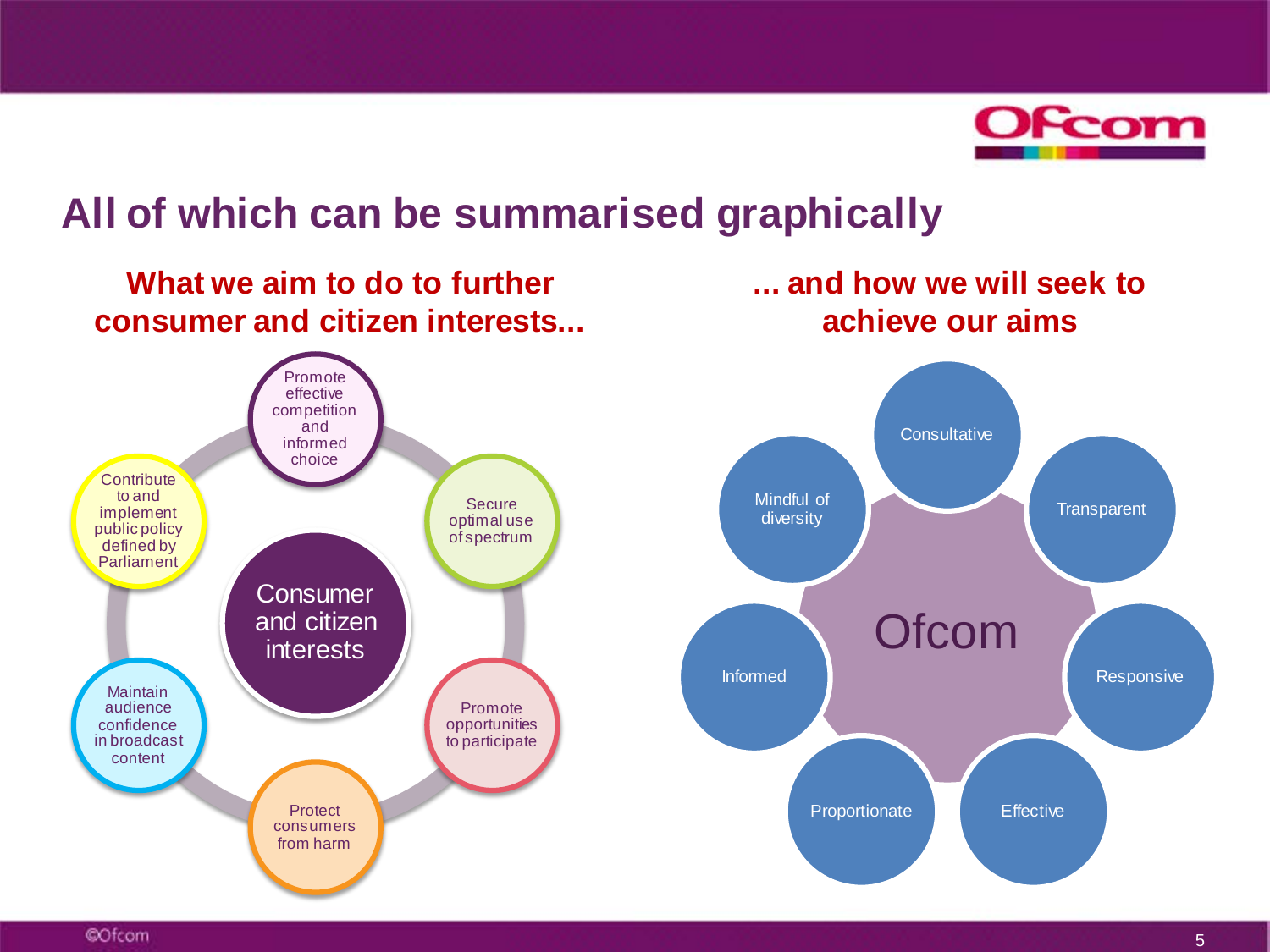# All of which can be summarised graphically

## What we aim to do to further consumer and citizen interests...

**Consumer and citizen interests**

- Promote effective competition and informed choice
- Secure optimal use of spectrum
- Promote opportunities to participate
- Protect consumers from harm
- Maintain audience confidence in broadcast content
- Contribute to and implement public policy defined by Parliament

## ... and how we will seek to achieve our aims

**Ofcom**

- Consultative
- Transparent
- Responsive
- Effective
- Proportionate
- Informed
- Mindful of diversity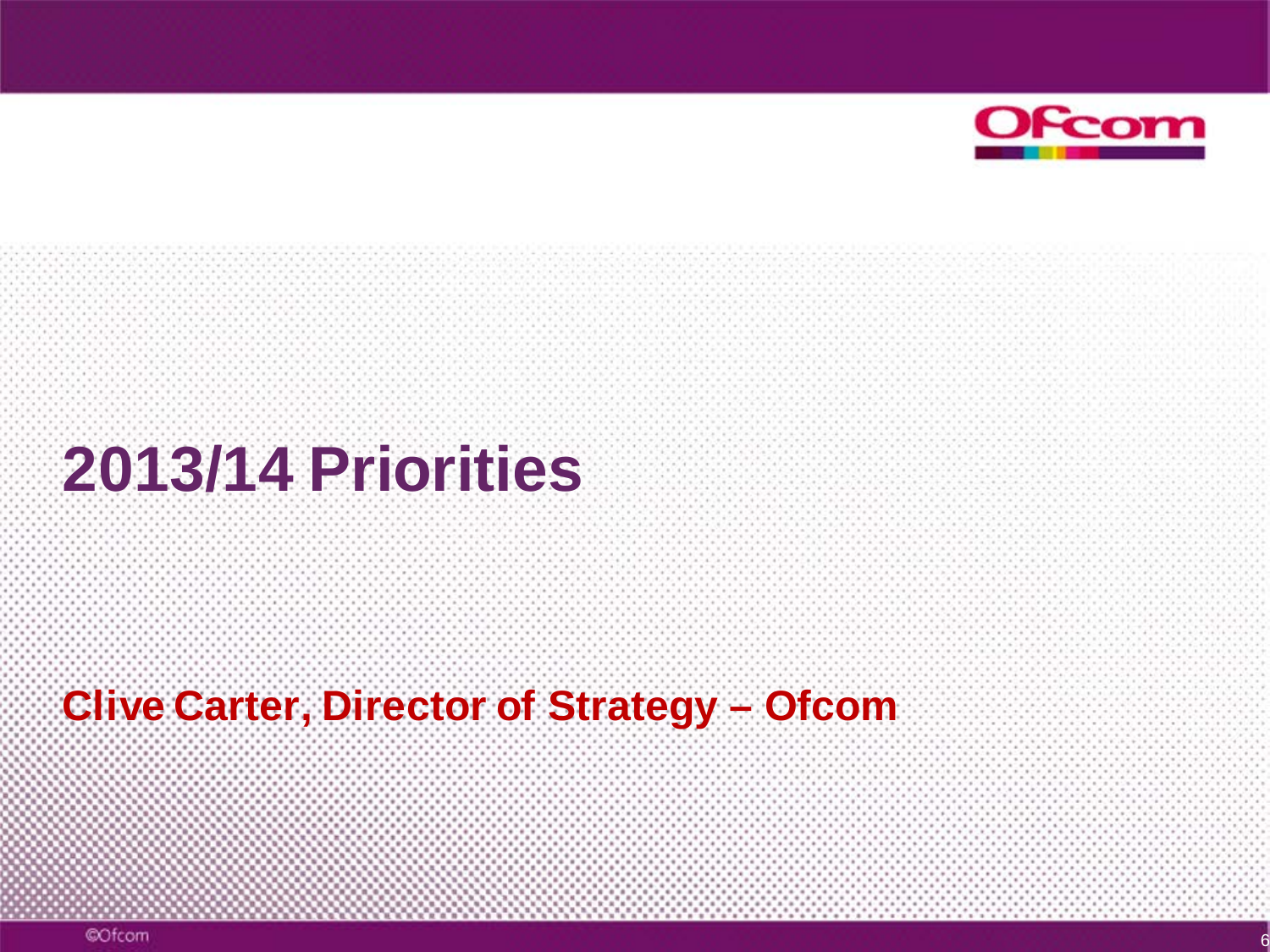# 2013/14 Priorities

**Clive Carter, Director of Strategy – Ofcom**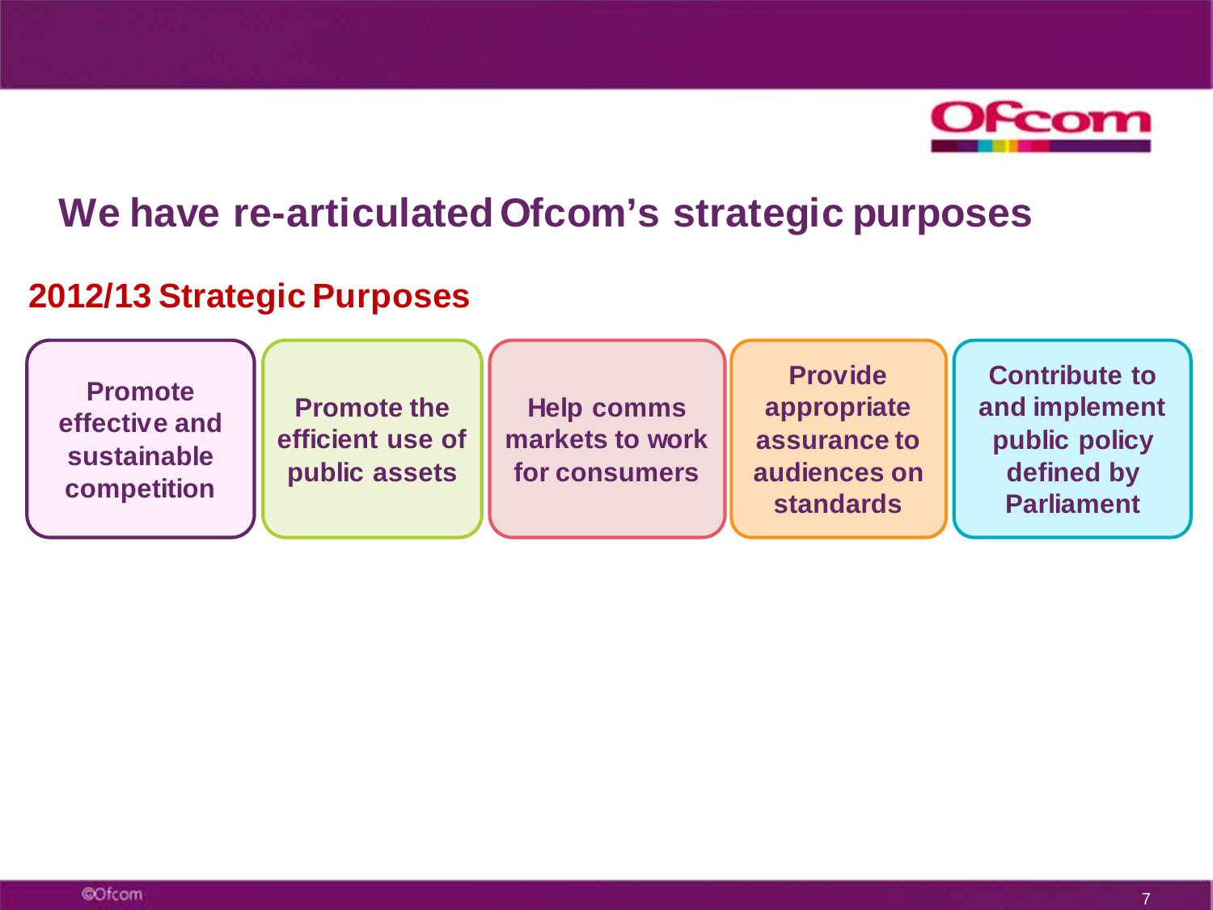# We have re-articulated Ofcom's strategic purposes

## 2012/13 Strategic Purposes

- Promote effective and sustainable competition
- Promote the efficient use of public assets
- Help comms markets to work for consumers
- Provide appropriate assurance to audiences on standards
- Contribute to and implement public policy defined by Parliament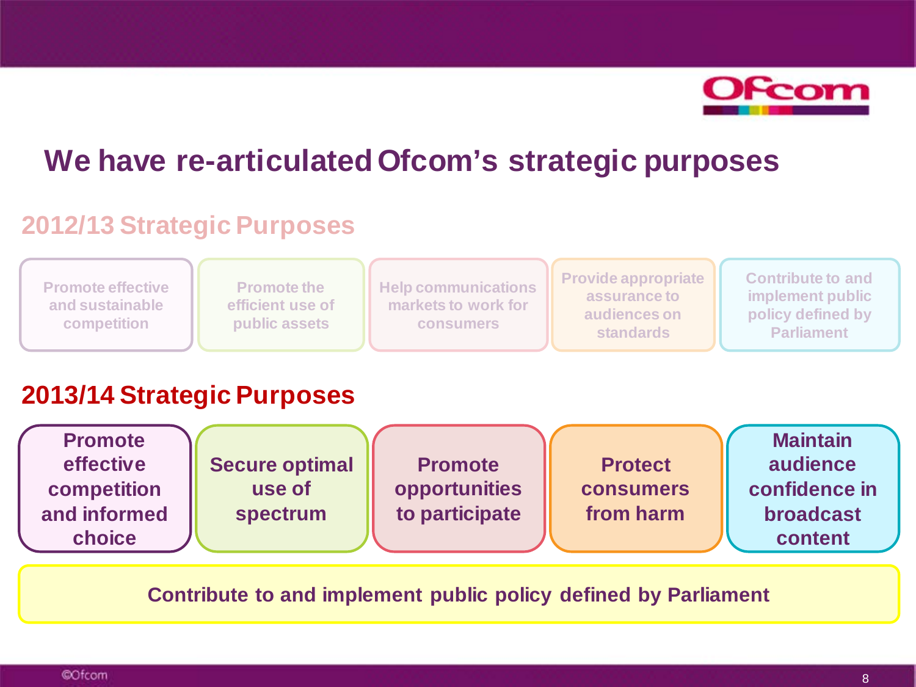# We have re-articulated Ofcom's strategic purposes

## 2012/13 Strategic Purposes

- Promote effective and sustainable competition
- Promote the efficient use of public assets
- Help communications markets to work for consumers
- Provide appropriate assurance to audiences on standards
- Contribute to and implement public policy defined by Parliament

## 2013/14 Strategic Purposes

- **Promote effective competition and informed choice**
- **Secure optimal use of spectrum**
- **Promote opportunities to participate**
- **Protect consumers from harm**
- **Maintain audience confidence in broadcast content**

**Contribute to and implement public policy defined by Parliament**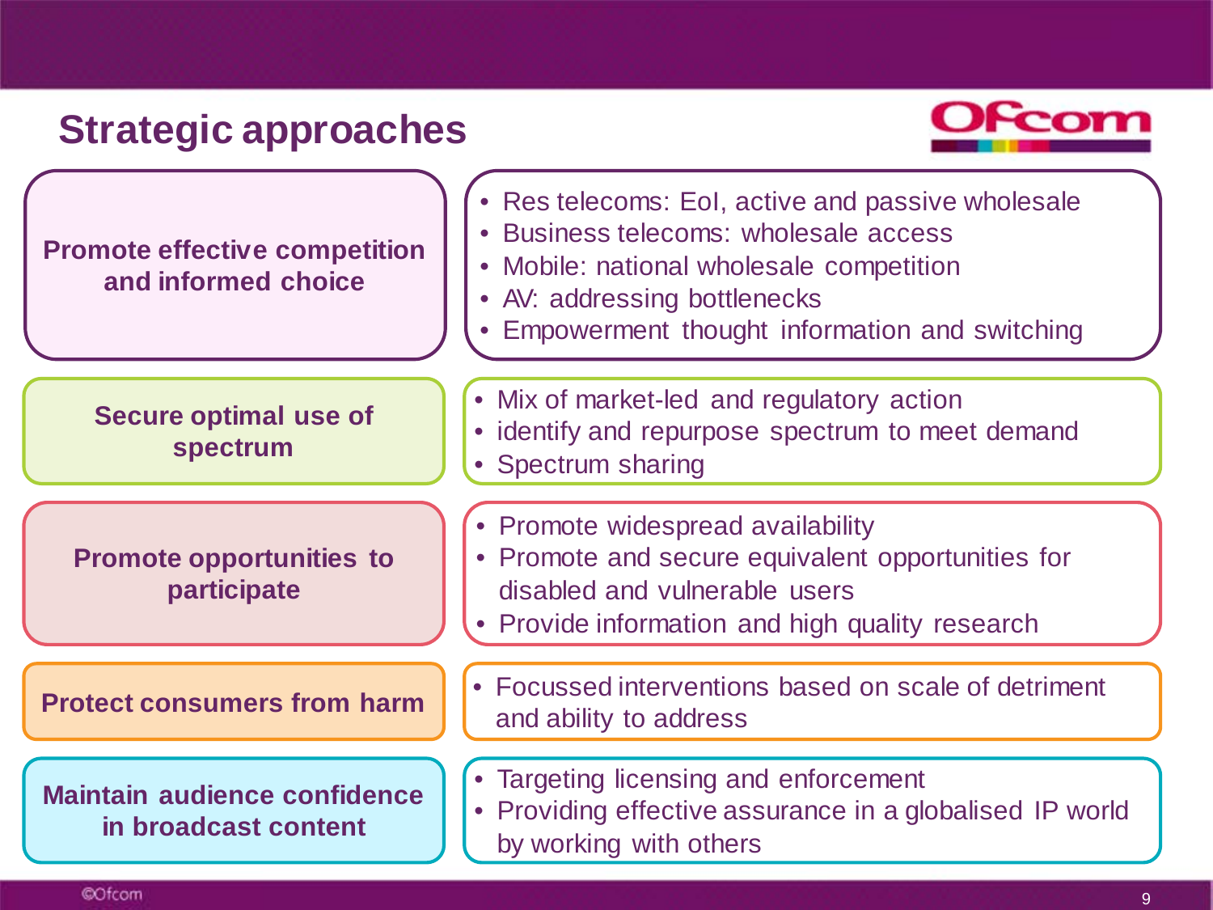# Strategic approaches

| Strategic approach | Focus |
| --- | --- |
| **Promote effective competition and informed choice** | • Res telecoms: EoI, active and passive wholesale<br>• Business telecoms: wholesale access<br>• Mobile: national wholesale competition<br>• AV: addressing bottlenecks<br>• Empowerment thought information and switching |
| **Secure optimal use of spectrum** | • Mix of market-led and regulatory action<br>• identify and repurpose spectrum to meet demand<br>• Spectrum sharing |
| **Promote opportunities to participate** | • Promote widespread availability<br>• Promote and secure equivalent opportunities for disabled and vulnerable users<br>• Provide information and high quality research |
| **Protect consumers from harm** | • Focussed interventions based on scale of detriment and ability to address |
| **Maintain audience confidence in broadcast content** | • Targeting licensing and enforcement<br>• Providing effective assurance in a globalised IP world by working with others |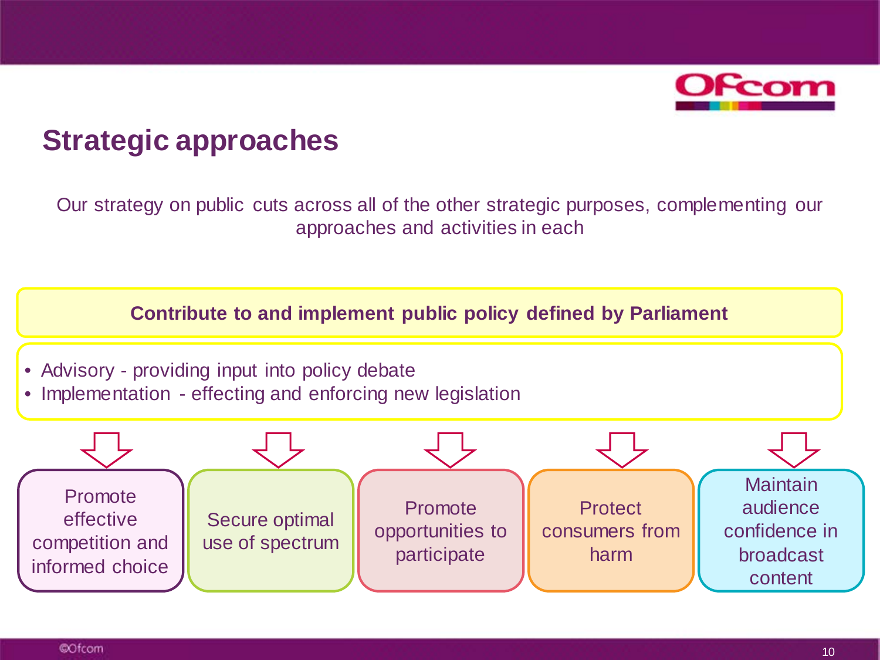## Strategic approaches

Our strategy on public cuts across all of the other strategic purposes, complementing our approaches and activities in each

**Contribute to and implement public policy defined by Parliament**

- Advisory - providing input into policy debate
- Implementation - effecting and enforcing new legislation

- Promote effective competition and informed choice
- Secure optimal use of spectrum
- Promote opportunities to participate
- Protect consumers from harm
- Maintain audience confidence in broadcast content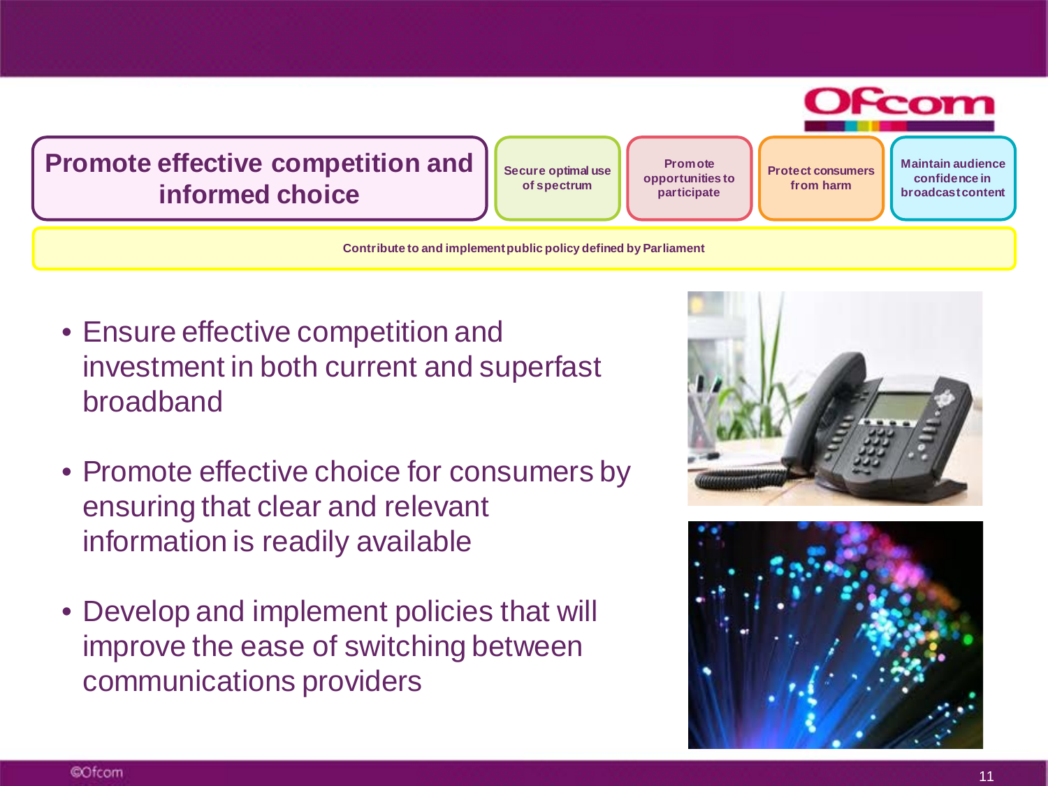# Promote effective competition and informed choice

Secure optimal use of spectrum

Promote opportunities to participate

Protect consumers from harm

Maintain audience confidence in broadcast content

Contribute to and implement public policy defined by Parliament

- Ensure effective competition and investment in both current and superfast broadband
- Promote effective choice for consumers by ensuring that clear and relevant information is readily available
- Develop and implement policies that will improve the ease of switching between communications providers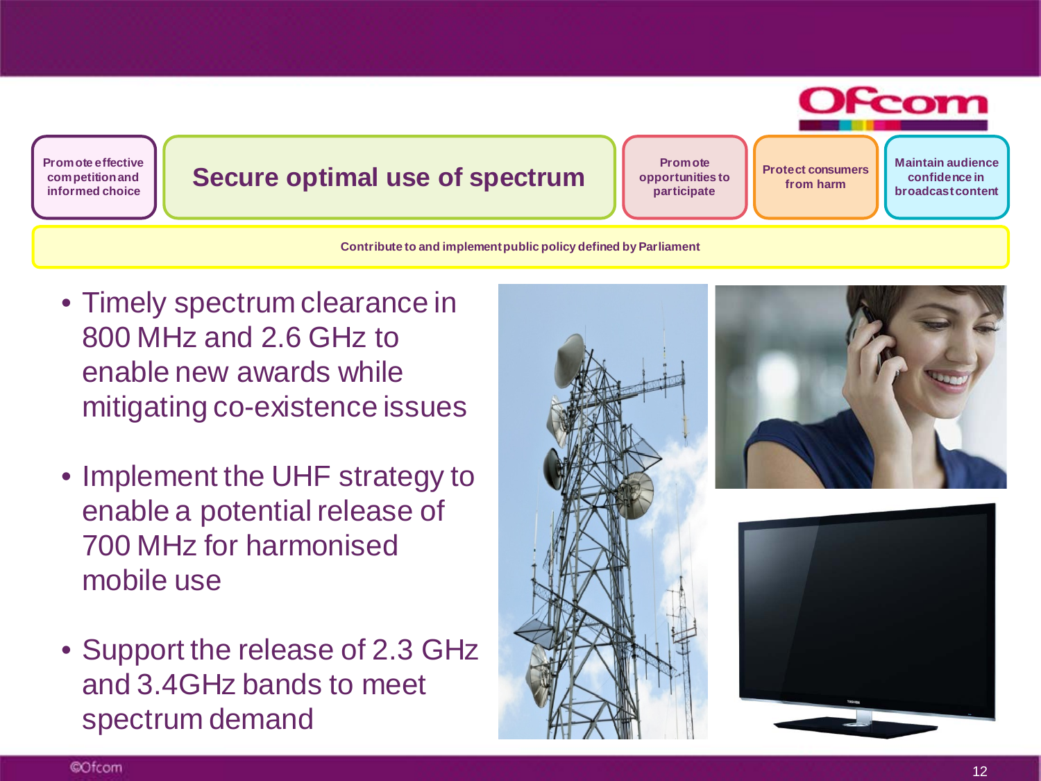Promote effective competition and informed choice | **Secure optimal use of spectrum** | Promote opportunities to participate | Protect consumers from harm | Maintain audience confidence in broadcast content

Contribute to and implement public policy defined by Parliament

# Secure optimal use of spectrum

- Timely spectrum clearance in 800 MHz and 2.6 GHz to enable new awards while mitigating co-existence issues
- Implement the UHF strategy to enable a potential release of 700 MHz for harmonised mobile use
- Support the release of 2.3 GHz and 3.4GHz bands to meet spectrum demand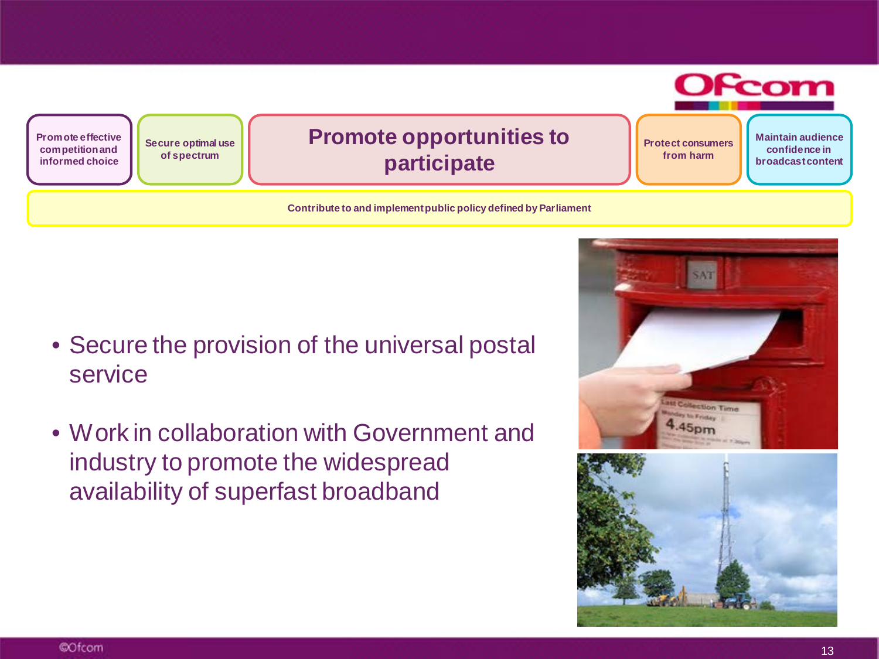Promote effective competition and informed choice

Secure optimal use of spectrum

# Promote opportunities to participate

Protect consumers from harm

Maintain audience confidence in broadcast content

**Contribute to and implement public policy defined by Parliament**

- Secure the provision of the universal postal service
- Work in collaboration with Government and industry to promote the widespread availability of superfast broadband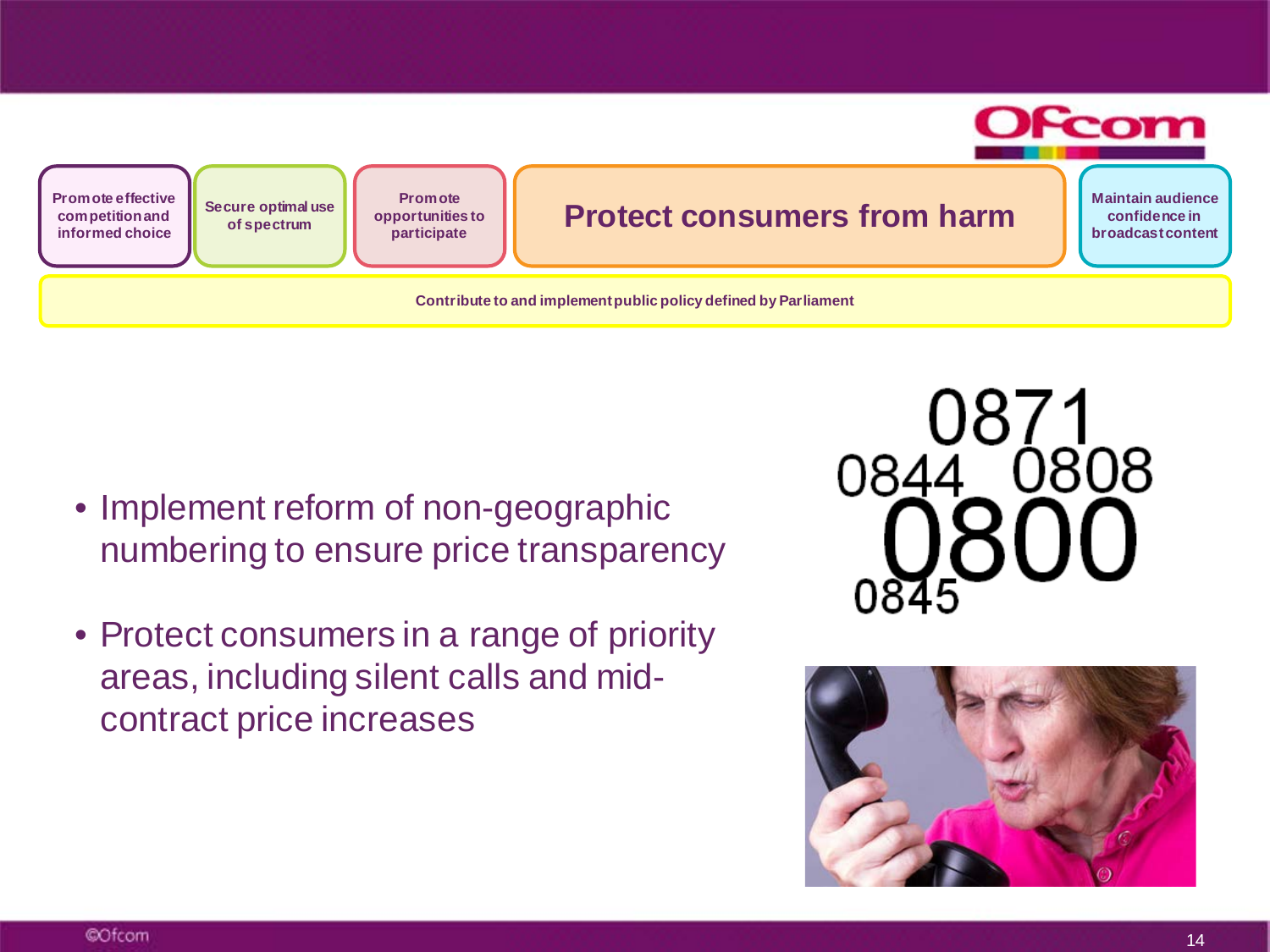| Promote effective competition and informed choice | Secure optimal use of spectrum | Promote opportunities to participate | **Protect consumers from harm** | Maintain audience confidence in broadcast content |
| --- | --- | --- | --- | --- |

**Contribute to and implement public policy defined by Parliament**

- Implement reform of non-geographic numbering to ensure price transparency
- Protect consumers in a range of priority areas, including silent calls and mid-contract price increases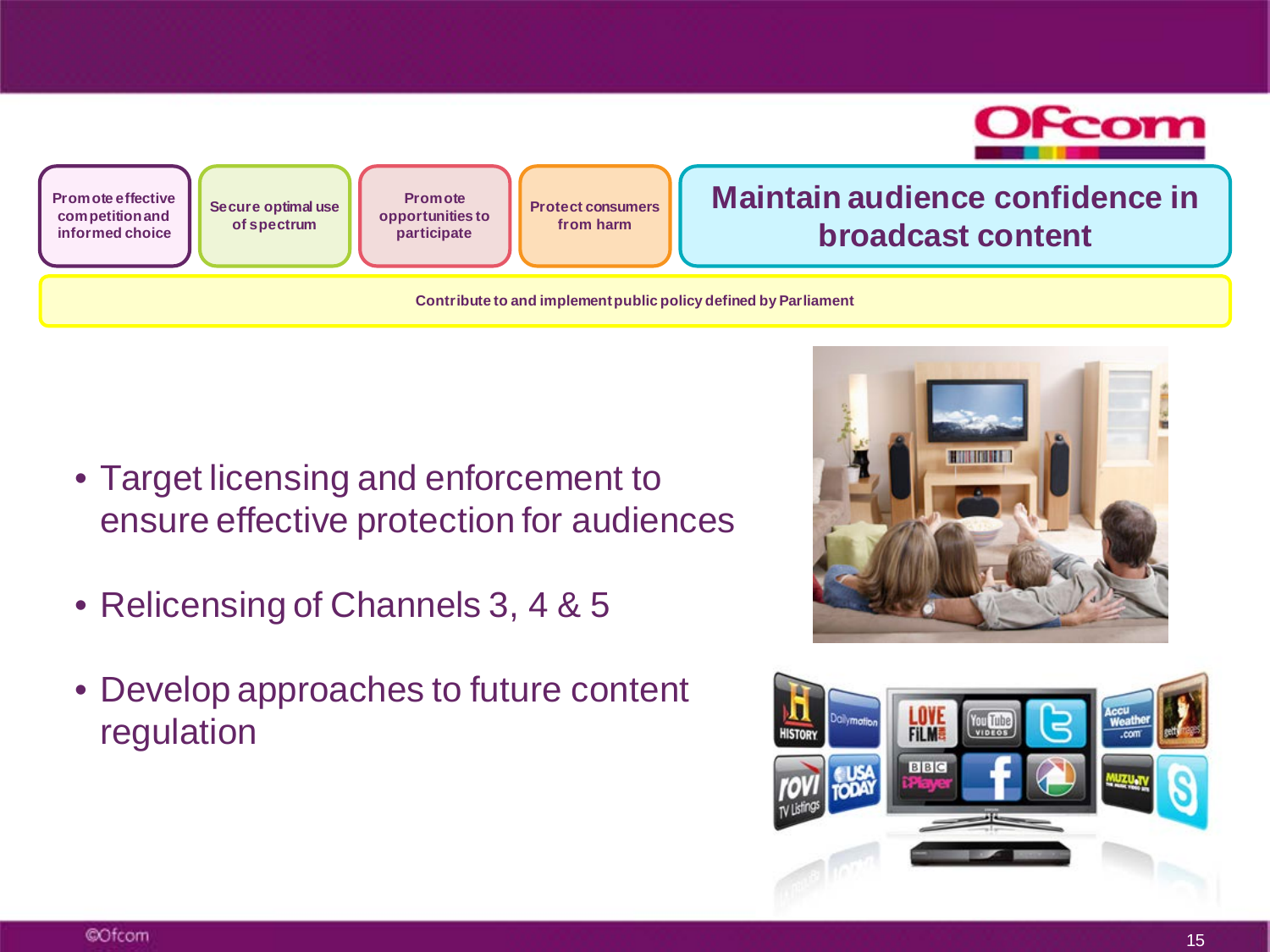Promote effective competition and informed choice

Secure optimal use of spectrum

Promote opportunities to participate

Protect consumers from harm

## Maintain audience confidence in broadcast content

**Contribute to and implement public policy defined by Parliament**

- Target licensing and enforcement to ensure effective protection for audiences
- Relicensing of Channels 3, 4 & 5
- Develop approaches to future content regulation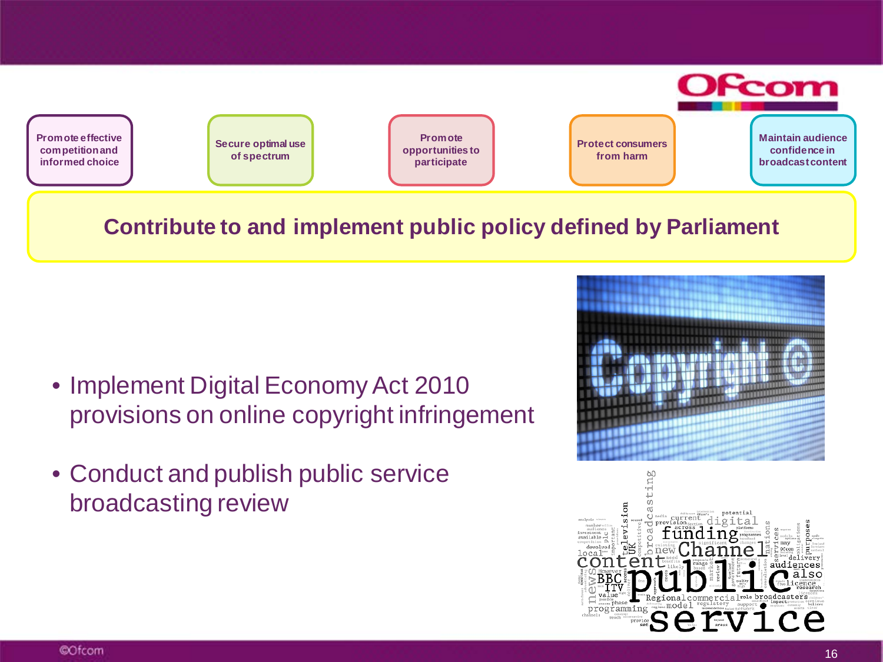Promote effective competition and informed choice

Secure optimal use of spectrum

Promote opportunities to participate

Protect consumers from harm

Maintain audience confidence in broadcast content

**Contribute to and implement public policy defined by Parliament**

- Implement Digital Economy Act 2010 provisions on online copyright infringement
- Conduct and publish public service broadcasting review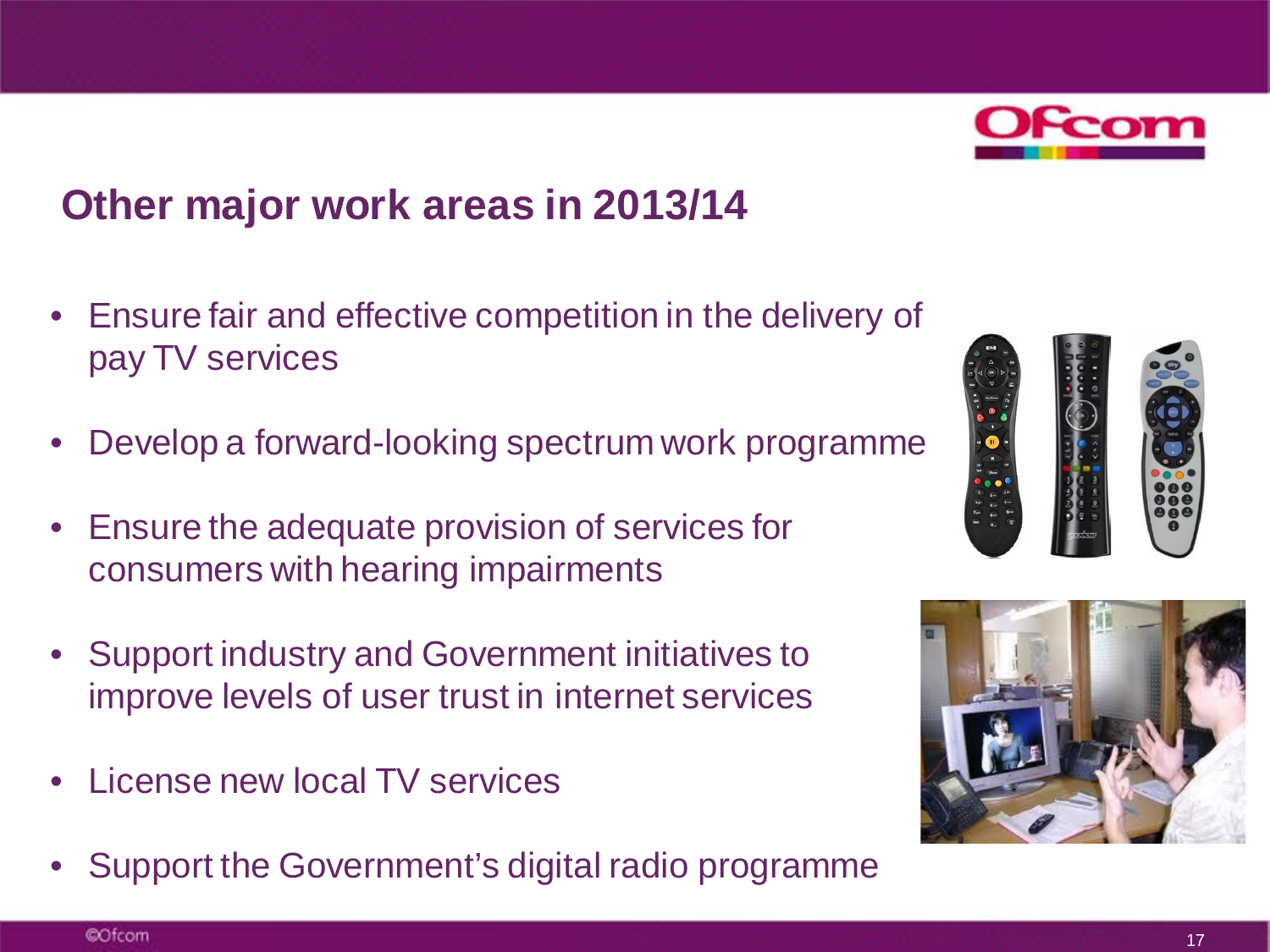## Other major work areas in 2013/14

- Ensure fair and effective competition in the delivery of pay TV services
- Develop a forward-looking spectrum work programme
- Ensure the adequate provision of services for consumers with hearing impairments
- Support industry and Government initiatives to improve levels of user trust in internet services
- License new local TV services
- Support the Government's digital radio programme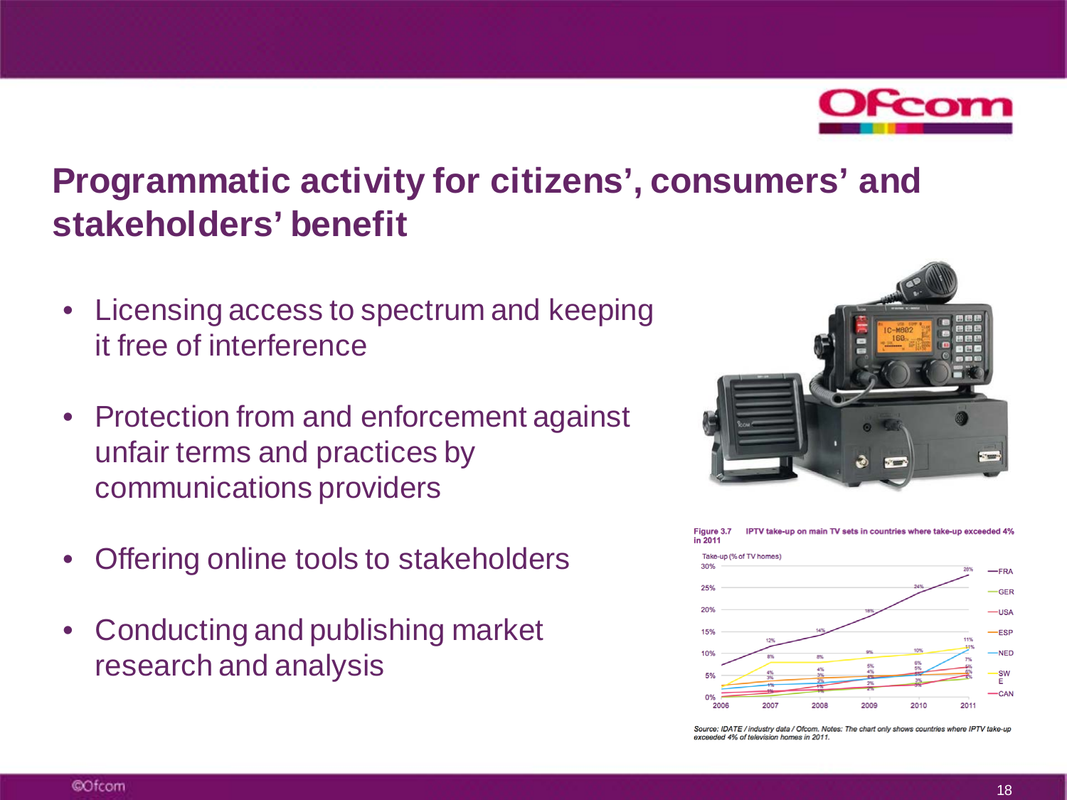## Programmatic activity for citizens', consumers' and stakeholders' benefit

- Licensing access to spectrum and keeping it free of interference
- Protection from and enforcement against unfair terms and practices by communications providers
- Offering online tools to stakeholders
- Conducting and publishing market research and analysis

**Figure 3.7 IPTV take-up on main TV sets in countries where take-up exceeded 4% in 2011**

*Source: IDATE / industry data / Ofcom. Notes: The chart only shows countries where IPTV take-up exceeded 4% of television homes in 2011.*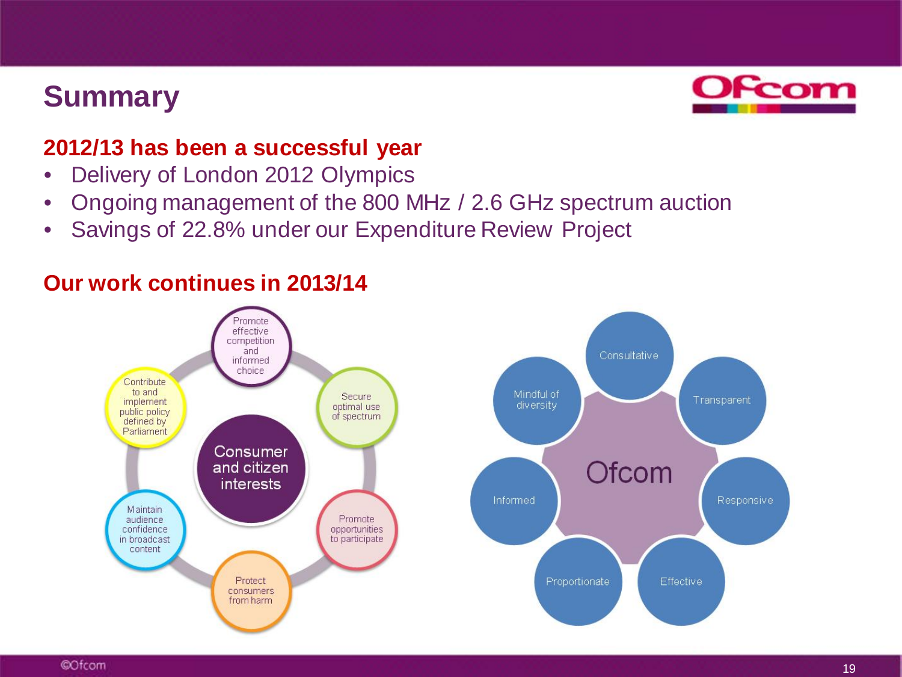# Summary

## 2012/13 has been a successful year

- Delivery of London 2012 Olympics
- Ongoing management of the 800 MHz / 2.6 GHz spectrum auction
- Savings of 22.8% under our Expenditure Review Project

## Our work continues in 2013/14

Consumer and citizen interests

- Promote effective competition and informed choice
- Secure optimal use of spectrum
- Promote opportunities to participate
- Protect consumers from harm
- Maintain audience confidence in broadcast content
- Contribute to and implement public policy defined by Parliament

Ofcom

- Consultative
- Transparent
- Responsive
- Effective
- Proportionate
- Informed
- Mindful of diversity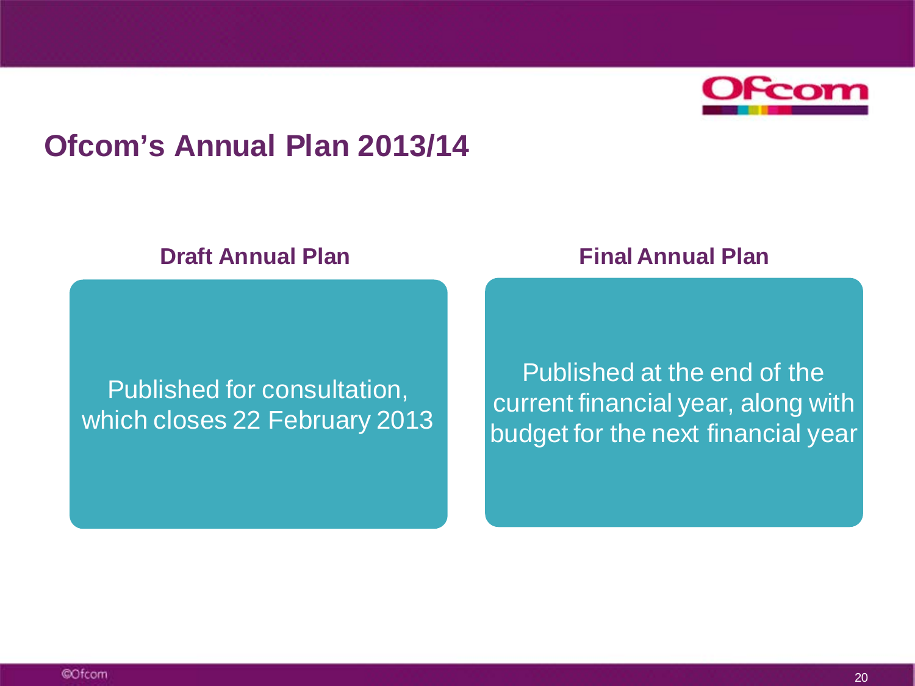# Ofcom's Annual Plan 2013/14

## Draft Annual Plan

Published for consultation, which closes 22 February 2013

## Final Annual Plan

Published at the end of the current financial year, along with budget for the next financial year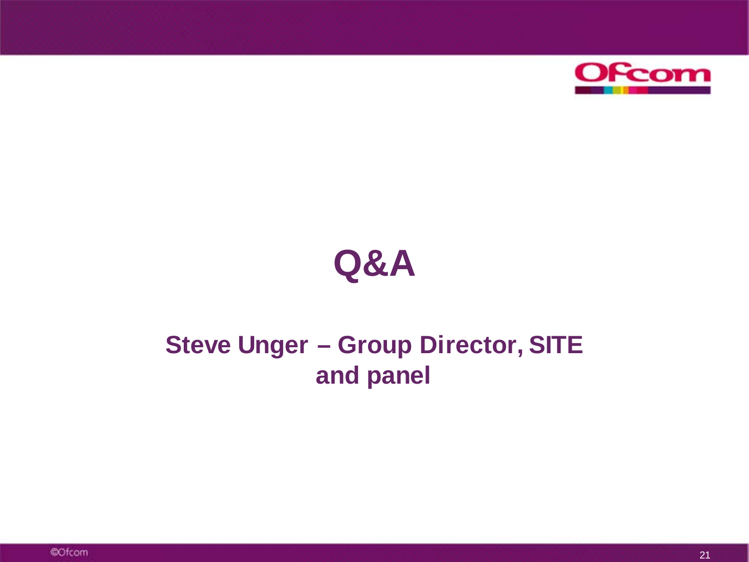# Q&A

**Steve Unger – Group Director, SITE and panel**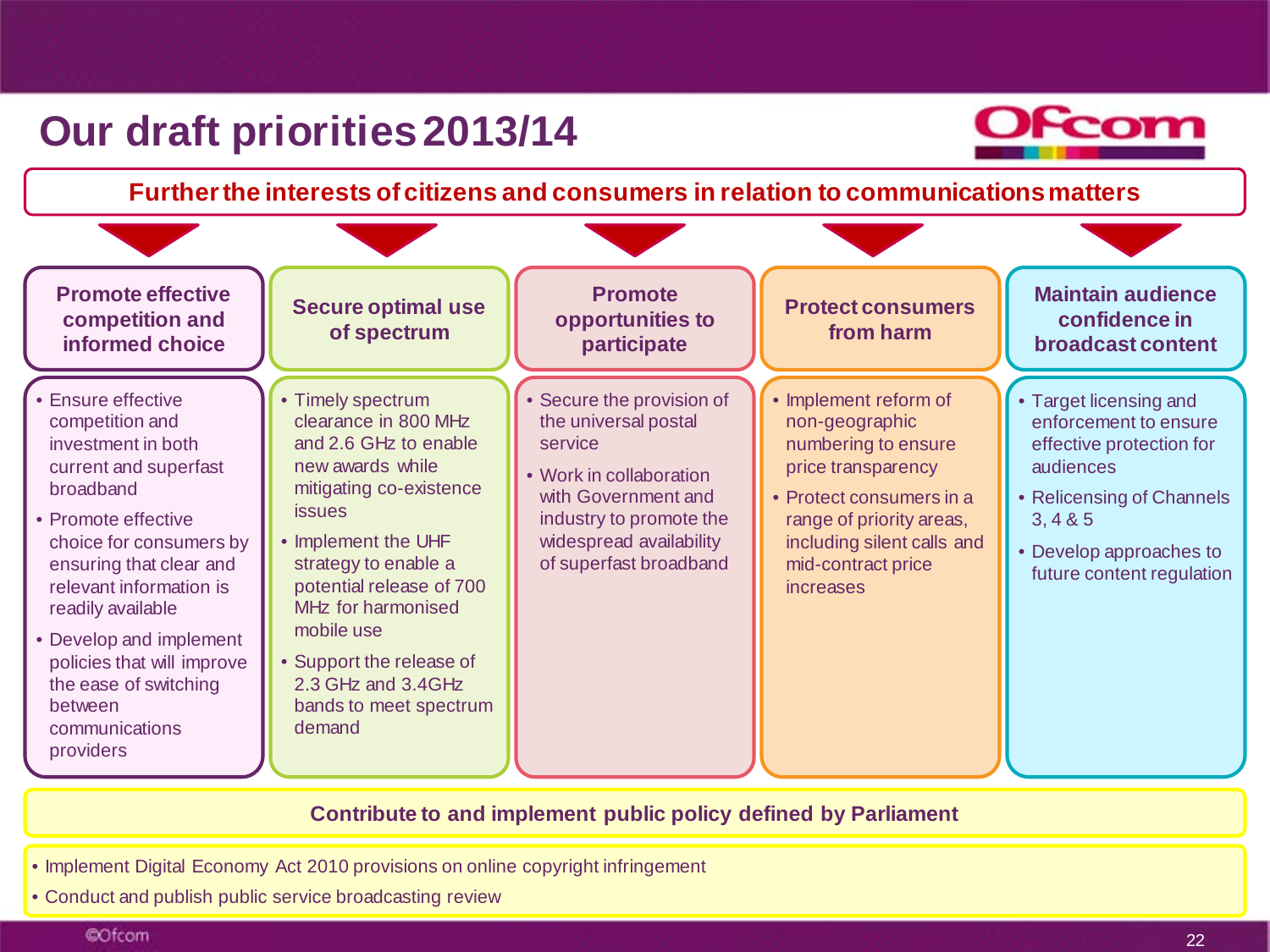# Our draft priorities 2013/14

**Further the interests of citizens and consumers in relation to communications matters**

### Promote effective competition and informed choice

- Ensure effective competition and investment in both current and superfast broadband
- Promote effective choice for consumers by ensuring that clear and relevant information is readily available
- Develop and implement policies that will improve the ease of switching between communications providers

### Secure optimal use of spectrum

- Timely spectrum clearance in 800 MHz and 2.6 GHz to enable new awards while mitigating co-existence issues
- Implement the UHF strategy to enable a potential release of 700 MHz for harmonised mobile use
- Support the release of 2.3 GHz and 3.4GHz bands to meet spectrum demand

### Promote opportunities to participate

- Secure the provision of the universal postal service
- Work in collaboration with Government and industry to promote the widespread availability of superfast broadband

### Protect consumers from harm

- Implement reform of non-geographic numbering to ensure price transparency
- Protect consumers in a range of priority areas, including silent calls and mid-contract price increases

### Maintain audience confidence in broadcast content

- Target licensing and enforcement to ensure effective protection for audiences
- Relicensing of Channels 3, 4 & 5
- Develop approaches to future content regulation

**Contribute to and implement public policy defined by Parliament**

- Implement Digital Economy Act 2010 provisions on online copyright infringement
- Conduct and publish public service broadcasting review